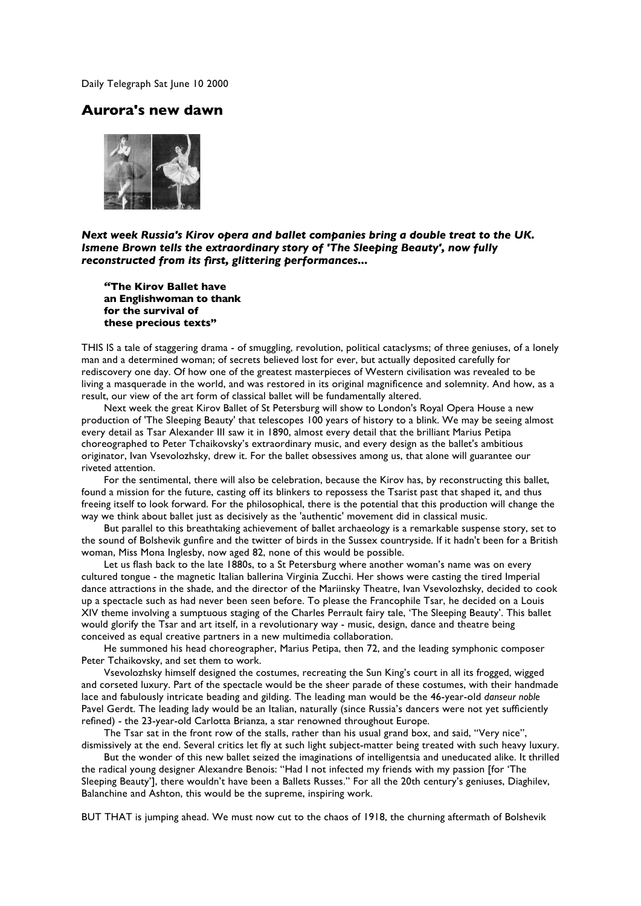Daily Telegraph Sat June 10 2000

# Aurora's new dawn

***Next week Russia's Kirov opera and ballet companies bring a double treat to the UK. Ismene Brown tells the extraordinary story of 'The Sleeping Beauty', now fully reconstructed from its first, glittering performances...***

> **"The Kirov Ballet have an Englishwoman to thank for the survival of these precious texts"**

THIS IS a tale of staggering drama - of smuggling, revolution, political cataclysms; of three geniuses, of a lonely man and a determined woman; of secrets believed lost for ever, but actually deposited carefully for rediscovery one day. Of how one of the greatest masterpieces of Western civilisation was revealed to be living a masquerade in the world, and was restored in its original magnificence and solemnity. And how, as a result, our view of the art form of classical ballet will be fundamentally altered.

Next week the great Kirov Ballet of St Petersburg will show to London's Royal Opera House a new production of 'The Sleeping Beauty' that telescopes 100 years of history to a blink. We may be seeing almost every detail as Tsar Alexander III saw it in 1890, almost every detail that the brilliant Marius Petipa choreographed to Peter Tchaikovsky's extraordinary music, and every design as the ballet's ambitious originator, Ivan Vsevolozhsky, drew it. For the ballet obsessives among us, that alone will guarantee our riveted attention.

For the sentimental, there will also be celebration, because the Kirov has, by reconstructing this ballet, found a mission for the future, casting off its blinkers to repossess the Tsarist past that shaped it, and thus freeing itself to look forward. For the philosophical, there is the potential that this production will change the way we think about ballet just as decisively as the 'authentic' movement did in classical music.

But parallel to this breathtaking achievement of ballet archaeology is a remarkable suspense story, set to the sound of Bolshevik gunfire and the twitter of birds in the Sussex countryside. If it hadn't been for a British woman, Miss Mona Inglesby, now aged 82, none of this would be possible.

Let us flash back to the late 1880s, to a St Petersburg where another woman's name was on every cultured tongue - the magnetic Italian ballerina Virginia Zucchi. Her shows were casting the tired Imperial dance attractions in the shade, and the director of the Mariinsky Theatre, Ivan Vsevolozhsky, decided to cook up a spectacle such as had never been seen before. To please the Francophile Tsar, he decided on a Louis XIV theme involving a sumptuous staging of the Charles Perrault fairy tale, 'The Sleeping Beauty'. This ballet would glorify the Tsar and art itself, in a revolutionary way - music, design, dance and theatre being conceived as equal creative partners in a new multimedia collaboration.

He summoned his head choreographer, Marius Petipa, then 72, and the leading symphonic composer Peter Tchaikovsky, and set them to work.

Vsevolozhsky himself designed the costumes, recreating the Sun King's court in all its frogged, wigged and corseted luxury. Part of the spectacle would be the sheer parade of these costumes, with their handmade lace and fabulously intricate beading and gilding. The leading man would be the 46-year-old *danseur noble* Pavel Gerdt. The leading lady would be an Italian, naturally (since Russia's dancers were not yet sufficiently refined) - the 23-year-old Carlotta Brianza, a star renowned throughout Europe.

The Tsar sat in the front row of the stalls, rather than his usual grand box, and said, "Very nice", dismissively at the end. Several critics let fly at such light subject-matter being treated with such heavy luxury.

But the wonder of this new ballet seized the imaginations of intelligentsia and uneducated alike. It thrilled the radical young designer Alexandre Benois: "Had I not infected my friends with my passion [for 'The Sleeping Beauty'], there wouldn't have been a Ballets Russes." For all the 20th century's geniuses, Diaghilev, Balanchine and Ashton, this would be the supreme, inspiring work.

BUT THAT is jumping ahead. We must now cut to the chaos of 1918, the churning aftermath of Bolshevik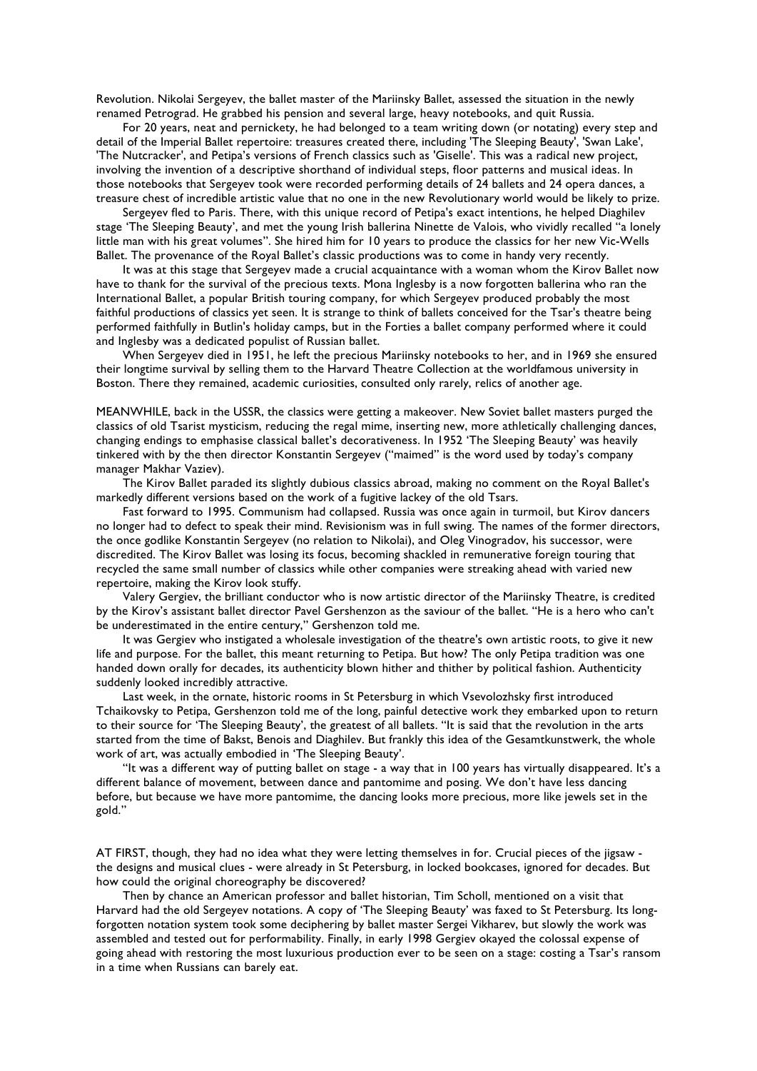Revolution. Nikolai Sergeyev, the ballet master of the Mariinsky Ballet, assessed the situation in the newly renamed Petrograd. He grabbed his pension and several large, heavy notebooks, and quit Russia.

For 20 years, neat and pernickety, he had belonged to a team writing down (or notating) every step and detail of the Imperial Ballet repertoire: treasures created there, including 'The Sleeping Beauty', 'Swan Lake', 'The Nutcracker', and Petipa's versions of French classics such as 'Giselle'. This was a radical new project, involving the invention of a descriptive shorthand of individual steps, floor patterns and musical ideas. In those notebooks that Sergeyev took were recorded performing details of 24 ballets and 24 opera dances, a treasure chest of incredible artistic value that no one in the new Revolutionary world would be likely to prize.

Sergeyev fled to Paris. There, with this unique record of Petipa's exact intentions, he helped Diaghilev stage 'The Sleeping Beauty', and met the young Irish ballerina Ninette de Valois, who vividly recalled "a lonely little man with his great volumes". She hired him for 10 years to produce the classics for her new Vic-Wells Ballet. The provenance of the Royal Ballet's classic productions was to come in handy very recently.

It was at this stage that Sergeyev made a crucial acquaintance with a woman whom the Kirov Ballet now have to thank for the survival of the precious texts. Mona Inglesby is a now forgotten ballerina who ran the International Ballet, a popular British touring company, for which Sergeyev produced probably the most faithful productions of classics yet seen. It is strange to think of ballets conceived for the Tsar's theatre being performed faithfully in Butlin's holiday camps, but in the Forties a ballet company performed where it could and Inglesby was a dedicated populist of Russian ballet.

When Sergeyev died in 1951, he left the precious Mariinsky notebooks to her, and in 1969 she ensured their longtime survival by selling them to the Harvard Theatre Collection at the worldfamous university in Boston. There they remained, academic curiosities, consulted only rarely, relics of another age.

MEANWHILE, back in the USSR, the classics were getting a makeover. New Soviet ballet masters purged the classics of old Tsarist mysticism, reducing the regal mime, inserting new, more athletically challenging dances, changing endings to emphasise classical ballet's decorativeness. In 1952 'The Sleeping Beauty' was heavily tinkered with by the then director Konstantin Sergeyev ("maimed" is the word used by today's company manager Makhar Vaziev).

The Kirov Ballet paraded its slightly dubious classics abroad, making no comment on the Royal Ballet's markedly different versions based on the work of a fugitive lackey of the old Tsars.

Fast forward to 1995. Communism had collapsed. Russia was once again in turmoil, but Kirov dancers no longer had to defect to speak their mind. Revisionism was in full swing. The names of the former directors, the once godlike Konstantin Sergeyev (no relation to Nikolai), and Oleg Vinogradov, his successor, were discredited. The Kirov Ballet was losing its focus, becoming shackled in remunerative foreign touring that recycled the same small number of classics while other companies were streaking ahead with varied new repertoire, making the Kirov look stuffy.

Valery Gergiev, the brilliant conductor who is now artistic director of the Mariinsky Theatre, is credited by the Kirov's assistant ballet director Pavel Gershenzon as the saviour of the ballet. "He is a hero who can't be underestimated in the entire century," Gershenzon told me.

It was Gergiev who instigated a wholesale investigation of the theatre's own artistic roots, to give it new life and purpose. For the ballet, this meant returning to Petipa. But how? The only Petipa tradition was one handed down orally for decades, its authenticity blown hither and thither by political fashion. Authenticity suddenly looked incredibly attractive.

Last week, in the ornate, historic rooms in St Petersburg in which Vsevolozhsky first introduced Tchaikovsky to Petipa, Gershenzon told me of the long, painful detective work they embarked upon to return to their source for 'The Sleeping Beauty', the greatest of all ballets. "It is said that the revolution in the arts started from the time of Bakst, Benois and Diaghilev. But frankly this idea of the Gesamtkunstwerk, the whole work of art, was actually embodied in 'The Sleeping Beauty'.

"It was a different way of putting ballet on stage - a way that in 100 years has virtually disappeared. It's a different balance of movement, between dance and pantomime and posing. We don't have less dancing before, but because we have more pantomime, the dancing looks more precious, more like jewels set in the gold."

AT FIRST, though, they had no idea what they were letting themselves in for. Crucial pieces of the jigsaw - the designs and musical clues - were already in St Petersburg, in locked bookcases, ignored for decades. But how could the original choreography be discovered?

Then by chance an American professor and ballet historian, Tim Scholl, mentioned on a visit that Harvard had the old Sergeyev notations. A copy of 'The Sleeping Beauty' was faxed to St Petersburg. Its long-forgotten notation system took some deciphering by ballet master Sergei Vikharev, but slowly the work was assembled and tested out for performability. Finally, in early 1998 Gergiev okayed the colossal expense of going ahead with restoring the most luxurious production ever to be seen on a stage: costing a Tsar's ransom in a time when Russians can barely eat.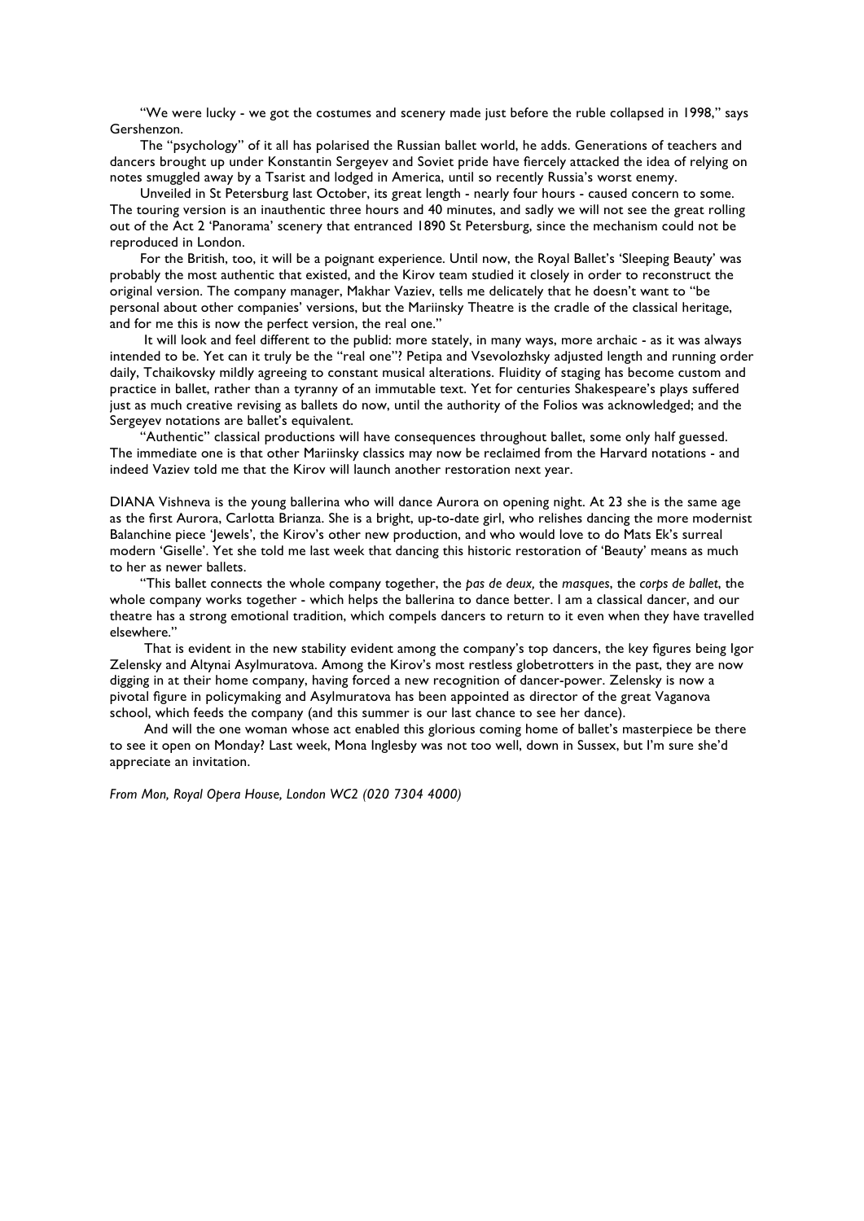"We were lucky - we got the costumes and scenery made just before the ruble collapsed in 1998," says Gershenzon.

The "psychology" of it all has polarised the Russian ballet world, he adds. Generations of teachers and dancers brought up under Konstantin Sergeyev and Soviet pride have fiercely attacked the idea of relying on notes smuggled away by a Tsarist and lodged in America, until so recently Russia's worst enemy.

Unveiled in St Petersburg last October, its great length - nearly four hours - caused concern to some. The touring version is an inauthentic three hours and 40 minutes, and sadly we will not see the great rolling out of the Act 2 'Panorama' scenery that entranced 1890 St Petersburg, since the mechanism could not be reproduced in London.

For the British, too, it will be a poignant experience. Until now, the Royal Ballet's 'Sleeping Beauty' was probably the most authentic that existed, and the Kirov team studied it closely in order to reconstruct the original version. The company manager, Makhar Vaziev, tells me delicately that he doesn't want to "be personal about other companies' versions, but the Mariinsky Theatre is the cradle of the classical heritage, and for me this is now the perfect version, the real one."

It will look and feel different to the publid: more stately, in many ways, more archaic - as it was always intended to be. Yet can it truly be the "real one"? Petipa and Vsevolozhsky adjusted length and running order daily, Tchaikovsky mildly agreeing to constant musical alterations. Fluidity of staging has become custom and practice in ballet, rather than a tyranny of an immutable text. Yet for centuries Shakespeare's plays suffered just as much creative revising as ballets do now, until the authority of the Folios was acknowledged; and the Sergeyev notations are ballet's equivalent.

"Authentic" classical productions will have consequences throughout ballet, some only half guessed. The immediate one is that other Mariinsky classics may now be reclaimed from the Harvard notations - and indeed Vaziev told me that the Kirov will launch another restoration next year.

DIANA Vishneva is the young ballerina who will dance Aurora on opening night. At 23 she is the same age as the first Aurora, Carlotta Brianza. She is a bright, up-to-date girl, who relishes dancing the more modernist Balanchine piece 'Jewels', the Kirov's other new production, and who would love to do Mats Ek's surreal modern 'Giselle'. Yet she told me last week that dancing this historic restoration of 'Beauty' means as much to her as newer ballets.

"This ballet connects the whole company together, the *pas de deux,* the *masques*, the *corps de ballet*, the whole company works together - which helps the ballerina to dance better. I am a classical dancer, and our theatre has a strong emotional tradition, which compels dancers to return to it even when they have travelled elsewhere."

That is evident in the new stability evident among the company's top dancers, the key figures being Igor Zelensky and Altynai Asylmuratova. Among the Kirov's most restless globetrotters in the past, they are now digging in at their home company, having forced a new recognition of dancer-power. Zelensky is now a pivotal figure in policymaking and Asylmuratova has been appointed as director of the great Vaganova school, which feeds the company (and this summer is our last chance to see her dance).

And will the one woman whose act enabled this glorious coming home of ballet's masterpiece be there to see it open on Monday? Last week, Mona Inglesby was not too well, down in Sussex, but I'm sure she'd appreciate an invitation.

*From Mon, Royal Opera House, London WC2 (020 7304 4000)*